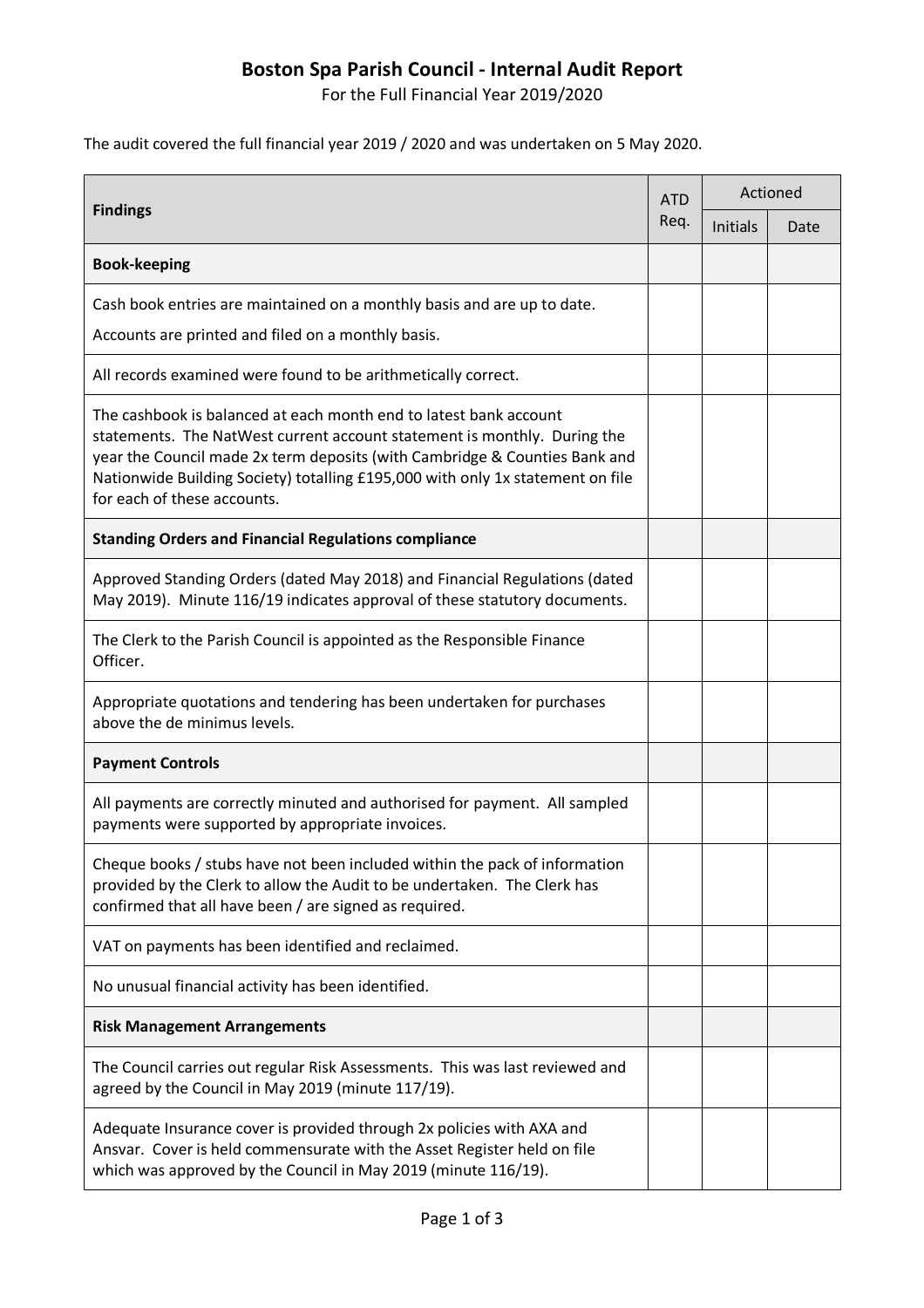# Boston Spa Parish Council - Internal Audit Report

For the Full Financial Year 2019/2020

The audit covered the full financial year 2019 / 2020 and was undertaken on 5 May 2020.

| Findings | ATD Req. | Actioned | |
|---|---|---|---|
| | | Initials | Date |
| **Book-keeping** | | | |
| Cash book entries are maintained on a monthly basis and are up to date. Accounts are printed and filed on a monthly basis. | | | |
| All records examined were found to be arithmetically correct. | | | |
| The cashbook is balanced at each month end to latest bank account statements. The NatWest current account statement is monthly. During the year the Council made 2x term deposits (with Cambridge & Counties Bank and Nationwide Building Society) totalling £195,000 with only 1x statement on file for each of these accounts. | | | |
| **Standing Orders and Financial Regulations compliance** | | | |
| Approved Standing Orders (dated May 2018) and Financial Regulations (dated May 2019). Minute 116/19 indicates approval of these statutory documents. | | | |
| The Clerk to the Parish Council is appointed as the Responsible Finance Officer. | | | |
| Appropriate quotations and tendering has been undertaken for purchases above the de minimus levels. | | | |
| **Payment Controls** | | | |
| All payments are correctly minuted and authorised for payment. All sampled payments were supported by appropriate invoices. | | | |
| Cheque books / stubs have not been included within the pack of information provided by the Clerk to allow the Audit to be undertaken. The Clerk has confirmed that all have been / are signed as required. | | | |
| VAT on payments has been identified and reclaimed. | | | |
| No unusual financial activity has been identified. | | | |
| **Risk Management Arrangements** | | | |
| The Council carries out regular Risk Assessments. This was last reviewed and agreed by the Council in May 2019 (minute 117/19). | | | |
| Adequate Insurance cover is provided through 2x policies with AXA and Ansvar. Cover is held commensurate with the Asset Register held on file which was approved by the Council in May 2019 (minute 116/19). | | | |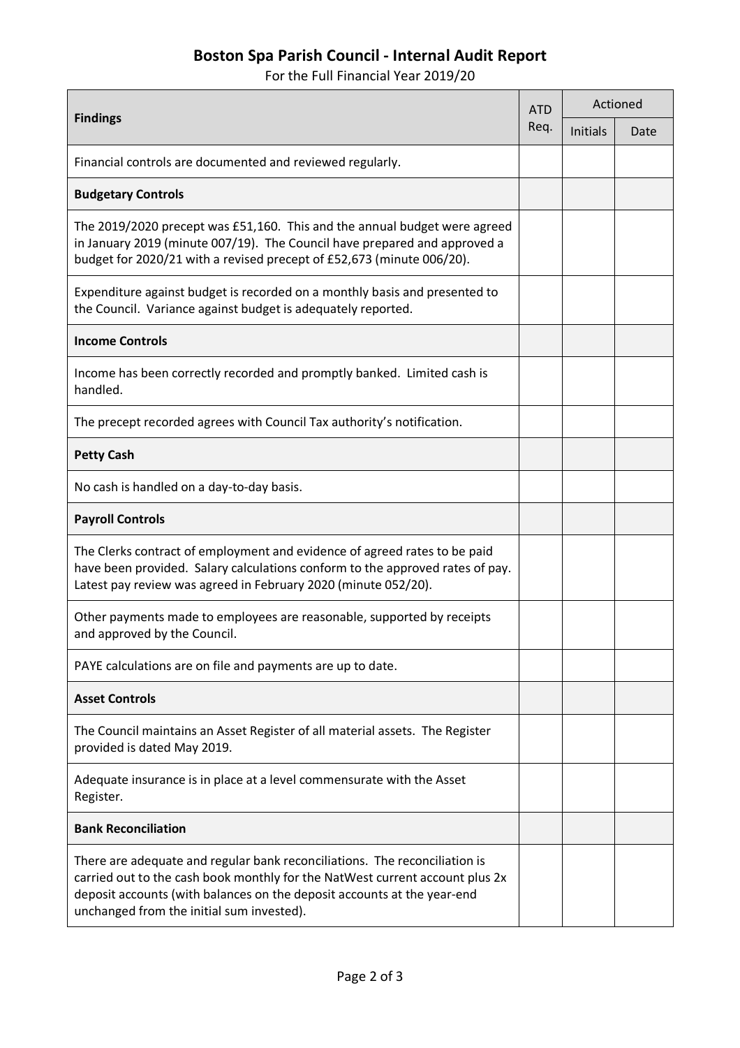## Boston Spa Parish Council - Internal Audit Report

For the Full Financial Year 2019/20

| Findings | ATD Req. | Actioned | |
|---|---|---|---|
| | | Initials | Date |
| Financial controls are documented and reviewed regularly. | | | |
| **Budgetary Controls** | | | |
| The 2019/2020 precept was £51,160. This and the annual budget were agreed in January 2019 (minute 007/19). The Council have prepared and approved a budget for 2020/21 with a revised precept of £52,673 (minute 006/20). | | | |
| Expenditure against budget is recorded on a monthly basis and presented to the Council. Variance against budget is adequately reported. | | | |
| **Income Controls** | | | |
| Income has been correctly recorded and promptly banked. Limited cash is handled. | | | |
| The precept recorded agrees with Council Tax authority's notification. | | | |
| **Petty Cash** | | | |
| No cash is handled on a day-to-day basis. | | | |
| **Payroll Controls** | | | |
| The Clerks contract of employment and evidence of agreed rates to be paid have been provided. Salary calculations conform to the approved rates of pay. Latest pay review was agreed in February 2020 (minute 052/20). | | | |
| Other payments made to employees are reasonable, supported by receipts and approved by the Council. | | | |
| PAYE calculations are on file and payments are up to date. | | | |
| **Asset Controls** | | | |
| The Council maintains an Asset Register of all material assets. The Register provided is dated May 2019. | | | |
| Adequate insurance is in place at a level commensurate with the Asset Register. | | | |
| **Bank Reconciliation** | | | |
| There are adequate and regular bank reconciliations. The reconciliation is carried out to the cash book monthly for the NatWest current account plus 2x deposit accounts (with balances on the deposit accounts at the year-end unchanged from the initial sum invested). | | | |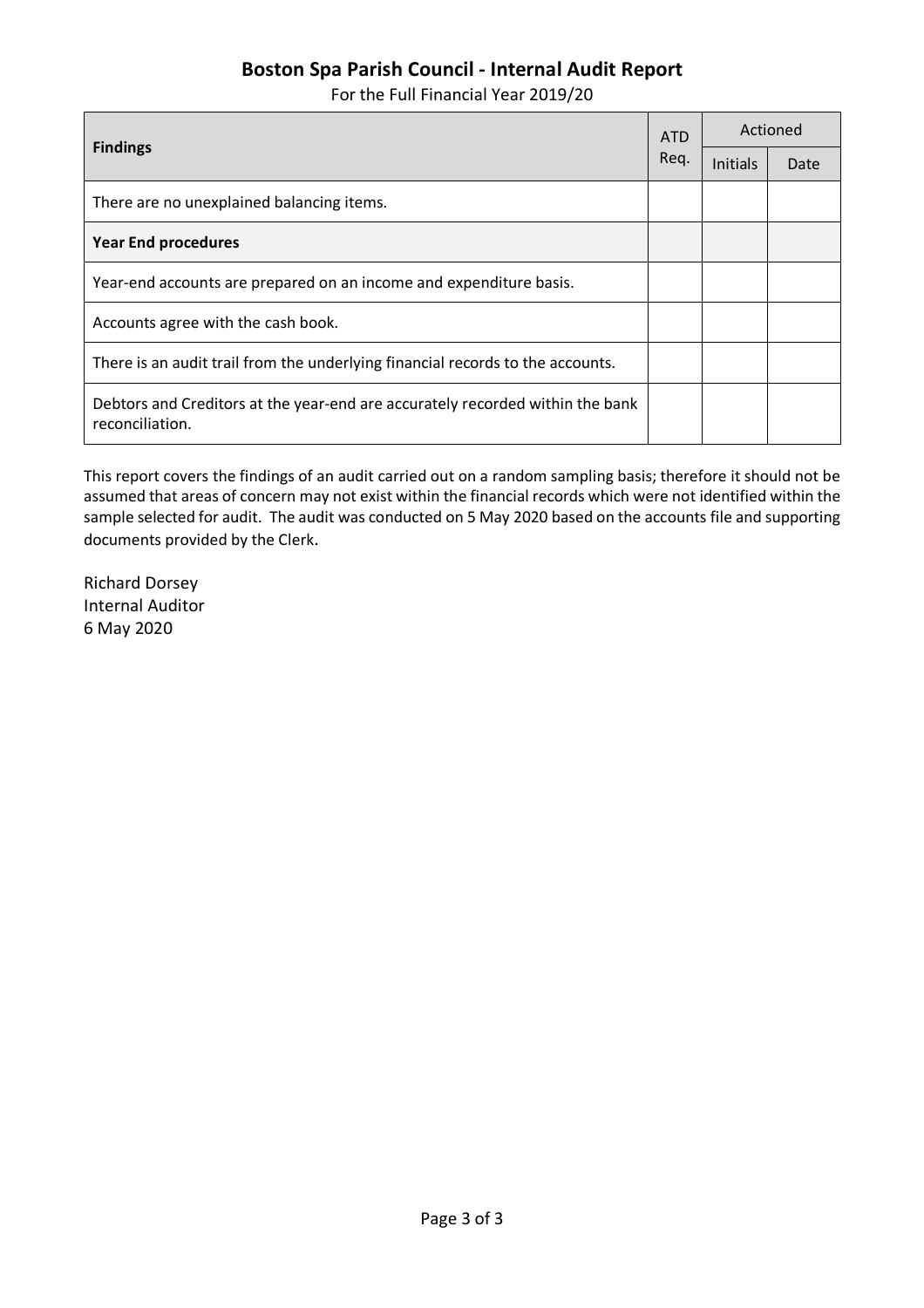## Boston Spa Parish Council - Internal Audit Report

For the Full Financial Year 2019/20

| Findings | ATD Req. | Actioned | |
|---|---|---|---|
| | | Initials | Date |
| There are no unexplained balancing items. | | | |
| **Year End procedures** | | | |
| Year-end accounts are prepared on an income and expenditure basis. | | | |
| Accounts agree with the cash book. | | | |
| There is an audit trail from the underlying financial records to the accounts. | | | |
| Debtors and Creditors at the year-end are accurately recorded within the bank reconciliation. | | | |

This report covers the findings of an audit carried out on a random sampling basis; therefore it should not be assumed that areas of concern may not exist within the financial records which were not identified within the sample selected for audit. The audit was conducted on 5 May 2020 based on the accounts file and supporting documents provided by the Clerk.

Richard Dorsey
Internal Auditor
6 May 2020